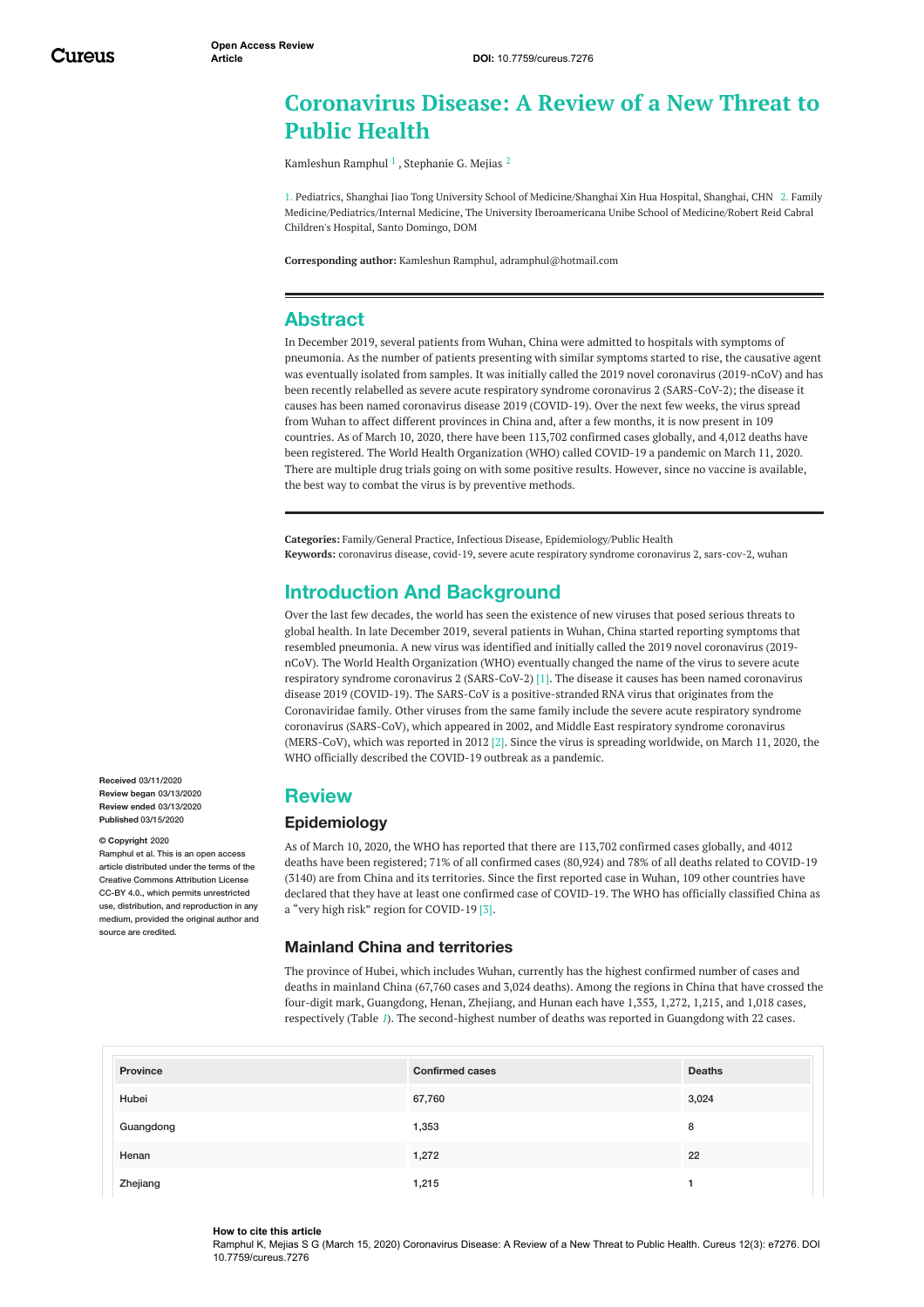# Coronavirus Disease: A Review of a New Threat to Public Health

Kamleshun Ramphul [1] , Stephanie G. Mejias [2]

1. Pediatrics, Shanghai Jiao Tong University School of Medicine/Shanghai Xin Hua Hospital, Shanghai, CHN 2. Family Medicine/Pediatrics/Internal Medicine, The University Iberoamericana Unibe School of Medicine/Robert Reid Cabral Children's Hospital, Santo Domingo, DOM

**Corresponding author:** Kamleshun Ramphul, adramphul@hotmail.com

## Abstract

In December 2019, several patients from Wuhan, China were admitted to hospitals with symptoms of pneumonia. As the number of patients presenting with similar symptoms started to rise, the causative agent was eventually isolated from samples. It was initially called the 2019 novel coronavirus (2019-nCoV) and has been recently relabelled as severe acute respiratory syndrome coronavirus 2 (SARS-CoV-2); the disease it causes has been named coronavirus disease 2019 (COVID-19). Over the next few weeks, the virus spread from Wuhan to affect different provinces in China and, after a few months, it is now present in 109 countries. As of March 10, 2020, there have been 113,702 confirmed cases globally, and 4,012 deaths have been registered. The World Health Organization (WHO) called COVID-19 a pandemic on March 11, 2020. There are multiple drug trials going on with some positive results. However, since no vaccine is available, the best way to combat the virus is by preventive methods.

**Categories:** Family/General Practice, Infectious Disease, Epidemiology/Public Health
**Keywords:** coronavirus disease, covid-19, severe acute respiratory syndrome coronavirus 2, sars-cov-2, wuhan

**Received** 03/11/2020
**Review began** 03/13/2020
**Review ended** 03/13/2020
**Published** 03/15/2020

**© Copyright** 2020
Ramphul et al. This is an open access article distributed under the terms of the Creative Commons Attribution License CC-BY 4.0., which permits unrestricted use, distribution, and reproduction in any medium, provided the original author and source are credited.

## Introduction And Background

Over the last few decades, the world has seen the existence of new viruses that posed serious threats to global health. In late December 2019, several patients in Wuhan, China started reporting symptoms that resembled pneumonia. A new virus was identified and initially called the 2019 novel coronavirus (2019-nCoV). The World Health Organization (WHO) eventually changed the name of the virus to severe acute respiratory syndrome coronavirus 2 (SARS-CoV-2) [1]. The disease it causes has been named coronavirus disease 2019 (COVID-19). The SARS-CoV is a positive-stranded RNA virus that originates from the Coronaviridae family. Other viruses from the same family include the severe acute respiratory syndrome coronavirus (SARS-CoV), which appeared in 2002, and Middle East respiratory syndrome coronavirus (MERS-CoV), which was reported in 2012 [2]. Since the virus is spreading worldwide, on March 11, 2020, the WHO officially described the COVID-19 outbreak as a pandemic.

## Review

### Epidemiology

As of March 10, 2020, the WHO has reported that there are 113,702 confirmed cases globally, and 4012 deaths have been registered; 71% of all confirmed cases (80,924) and 78% of all deaths related to COVID-19 (3140) are from China and its territories. Since the first reported case in Wuhan, 109 other countries have declared that they have at least one confirmed case of COVID-19. The WHO has officially classified China as a "very high risk" region for COVID-19 [3].

### Mainland China and territories

The province of Hubei, which includes Wuhan, currently has the highest confirmed number of cases and deaths in mainland China (67,760 cases and 3,024 deaths). Among the regions in China that have crossed the four-digit mark, Guangdong, Henan, Zhejiang, and Hunan each have 1,353, 1,272, 1,215, and 1,018 cases, respectively (Table 1). The second-highest number of deaths was reported in Guangdong with 22 cases.

| Province | Confirmed cases | Deaths |
|---|---|---|
| Hubei | 67,760 | 3,024 |
| Guangdong | 1,353 | 8 |
| Henan | 1,272 | 22 |
| Zhejiang | 1,215 | 1 |

**How to cite this article**
Ramphul K, Mejias S G (March 15, 2020) Coronavirus Disease: A Review of a New Threat to Public Health. Cureus 12(3): e7276. DOI 10.7759/cureus.7276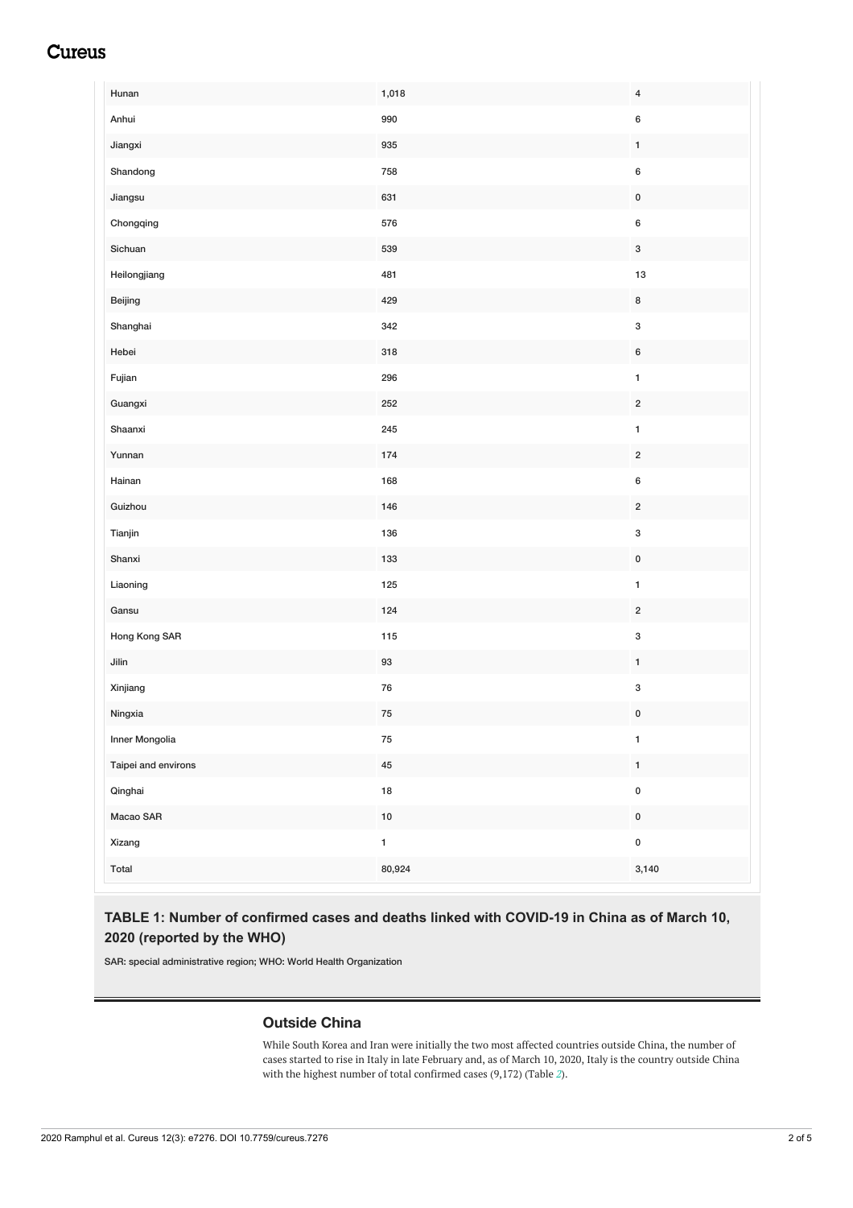| | | |
|---|---|---|
| Hunan | 1,018 | 4 |
| Anhui | 990 | 6 |
| Jiangxi | 935 | 1 |
| Shandong | 758 | 6 |
| Jiangsu | 631 | 0 |
| Chongqing | 576 | 6 |
| Sichuan | 539 | 3 |
| Heilongjiang | 481 | 13 |
| Beijing | 429 | 8 |
| Shanghai | 342 | 3 |
| Hebei | 318 | 6 |
| Fujian | 296 | 1 |
| Guangxi | 252 | 2 |
| Shaanxi | 245 | 1 |
| Yunnan | 174 | 2 |
| Hainan | 168 | 6 |
| Guizhou | 146 | 2 |
| Tianjin | 136 | 3 |
| Shanxi | 133 | 0 |
| Liaoning | 125 | 1 |
| Gansu | 124 | 2 |
| Hong Kong SAR | 115 | 3 |
| Jilin | 93 | 1 |
| Xinjiang | 76 | 3 |
| Ningxia | 75 | 0 |
| Inner Mongolia | 75 | 1 |
| Taipei and environs | 45 | 1 |
| Qinghai | 18 | 0 |
| Macao SAR | 10 | 0 |
| Xizang | 1 | 0 |
| Total | 80,924 | 3,140 |

**TABLE 1: Number of confirmed cases and deaths linked with COVID-19 in China as of March 10, 2020 (reported by the WHO)**

SAR: special administrative region; WHO: World Health Organization

### Outside China

While South Korea and Iran were initially the two most affected countries outside China, the number of cases started to rise in Italy in late February and, as of March 10, 2020, Italy is the country outside China with the highest number of total confirmed cases (9,172) (Table 2).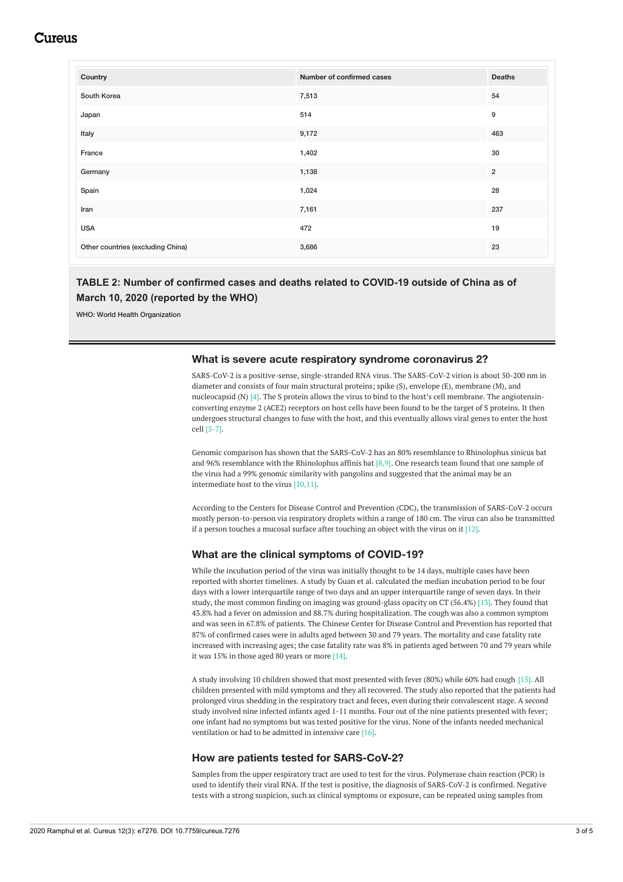| Country | Number of confirmed cases | Deaths |
| --- | --- | --- |
| South Korea | 7,513 | 54 |
| Japan | 514 | 9 |
| Italy | 9,172 | 463 |
| France | 1,402 | 30 |
| Germany | 1,138 | 2 |
| Spain | 1,024 | 28 |
| Iran | 7,161 | 237 |
| USA | 472 | 19 |
| Other countries (excluding China) | 3,686 | 23 |

**TABLE 2: Number of confirmed cases and deaths related to COVID-19 outside of China as of March 10, 2020 (reported by the WHO)**

WHO: World Health Organization

## What is severe acute respiratory syndrome coronavirus 2?

SARS-CoV-2 is a positive-sense, single-stranded RNA virus. The SARS-CoV-2 virion is about 50-200 nm in diameter and consists of four main structural proteins; spike (S), envelope (E), membrane (M), and nucleocapsid (N) [4]. The S protein allows the virus to bind to the host's cell membrane. The angiotensin-converting enzyme 2 (ACE2) receptors on host cells have been found to be the target of S proteins. It then undergoes structural changes to fuse with the host, and this eventually allows viral genes to enter the host cell [5-7].

Genomic comparison has shown that the SARS-CoV-2 has an 80% resemblance to Rhinolophus sinicus bat and 96% resemblance with the Rhinolophus affinis bat [8,9]. One research team found that one sample of the virus had a 99% genomic similarity with pangolins and suggested that the animal may be an intermediate host to the virus [10,11].

According to the Centers for Disease Control and Prevention (CDC), the transmission of SARS-CoV-2 occurs mostly person-to-person via respiratory droplets within a range of 180 cm. The virus can also be transmitted if a person touches a mucosal surface after touching an object with the virus on it [12].

## What are the clinical symptoms of COVID-19?

While the incubation period of the virus was initially thought to be 14 days, multiple cases have been reported with shorter timelines. A study by Guan et al. calculated the median incubation period to be four days with a lower interquartile range of two days and an upper interquartile range of seven days. In their study, the most common finding on imaging was ground-glass opacity on CT (56.4%) [13]. They found that 43.8% had a fever on admission and 88.7% during hospitalization. The cough was also a common symptom and was seen in 67.8% of patients. The Chinese Center for Disease Control and Prevention has reported that 87% of confirmed cases were in adults aged between 30 and 79 years. The mortality and case fatality rate increased with increasing ages; the case fatality rate was 8% in patients aged between 70 and 79 years while it was 15% in those aged 80 years or more [14].

A study involving 10 children showed that most presented with fever (80%) while 60% had cough [15]. All children presented with mild symptoms and they all recovered. The study also reported that the patients had prolonged virus shedding in the respiratory tract and feces, even during their convalescent stage. A second study involved nine infected infants aged 1-11 months. Four out of the nine patients presented with fever; one infant had no symptoms but was tested positive for the virus. None of the infants needed mechanical ventilation or had to be admitted in intensive care [16].

## How are patients tested for SARS-CoV-2?

Samples from the upper respiratory tract are used to test for the virus. Polymerase chain reaction (PCR) is used to identify their viral RNA. If the test is positive, the diagnosis of SARS-CoV-2 is confirmed. Negative tests with a strong suspicion, such as clinical symptoms or exposure, can be repeated using samples from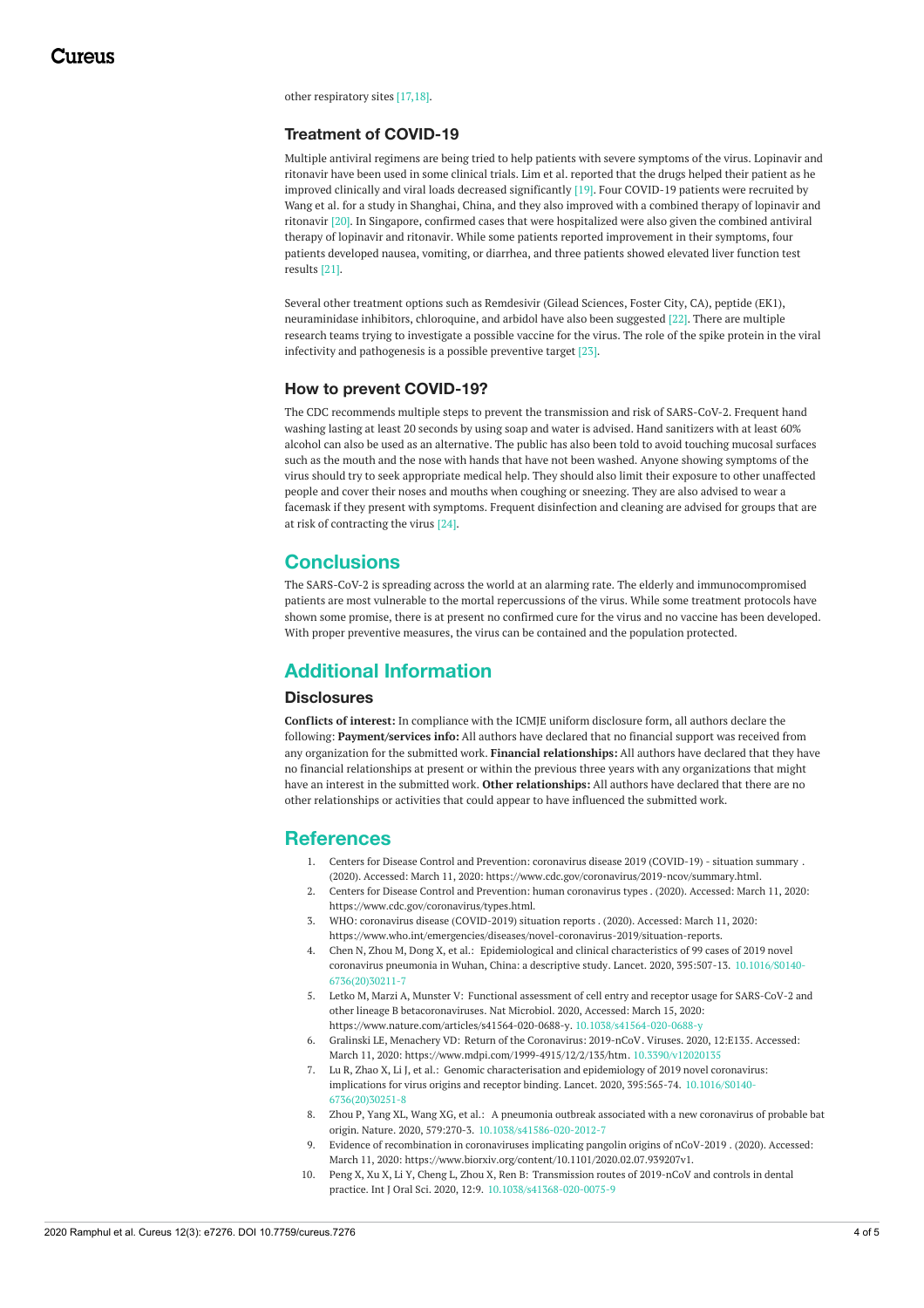other respiratory sites [17,18].

### Treatment of COVID-19

Multiple antiviral regimens are being tried to help patients with severe symptoms of the virus. Lopinavir and ritonavir have been used in some clinical trials. Lim et al. reported that the drugs helped their patient as he improved clinically and viral loads decreased significantly [19]. Four COVID-19 patients were recruited by Wang et al. for a study in Shanghai, China, and they also improved with a combined therapy of lopinavir and ritonavir [20]. In Singapore, confirmed cases that were hospitalized were also given the combined antiviral therapy of lopinavir and ritonavir. While some patients reported improvement in their symptoms, four patients developed nausea, vomiting, or diarrhea, and three patients showed elevated liver function test results [21].

Several other treatment options such as Remdesivir (Gilead Sciences, Foster City, CA), peptide (EK1), neuraminidase inhibitors, chloroquine, and arbidol have also been suggested [22]. There are multiple research teams trying to investigate a possible vaccine for the virus. The role of the spike protein in the viral infectivity and pathogenesis is a possible preventive target [23].

### How to prevent COVID-19?

The CDC recommends multiple steps to prevent the transmission and risk of SARS-CoV-2. Frequent hand washing lasting at least 20 seconds by using soap and water is advised. Hand sanitizers with at least 60% alcohol can also be used as an alternative. The public has also been told to avoid touching mucosal surfaces such as the mouth and the nose with hands that have not been washed. Anyone showing symptoms of the virus should try to seek appropriate medical help. They should also limit their exposure to other unaffected people and cover their noses and mouths when coughing or sneezing. They are also advised to wear a facemask if they present with symptoms. Frequent disinfection and cleaning are advised for groups that are at risk of contracting the virus [24].

## Conclusions

The SARS-CoV-2 is spreading across the world at an alarming rate. The elderly and immunocompromised patients are most vulnerable to the mortal repercussions of the virus. While some treatment protocols have shown some promise, there is at present no confirmed cure for the virus and no vaccine has been developed. With proper preventive measures, the virus can be contained and the population protected.

## Additional Information

### Disclosures

**Conflicts of interest:** In compliance with the ICMJE uniform disclosure form, all authors declare the following: **Payment/services info:** All authors have declared that no financial support was received from any organization for the submitted work. **Financial relationships:** All authors have declared that they have no financial relationships at present or within the previous three years with any organizations that might have an interest in the submitted work. **Other relationships:** All authors have declared that there are no other relationships or activities that could appear to have influenced the submitted work.

## References

1. Centers for Disease Control and Prevention: coronavirus disease 2019 (COVID-19) - situation summary . (2020). Accessed: March 11, 2020: https://www.cdc.gov/coronavirus/2019-ncov/summary.html.
2. Centers for Disease Control and Prevention: human coronavirus types . (2020). Accessed: March 11, 2020: https://www.cdc.gov/coronavirus/types.html.
3. WHO: coronavirus disease (COVID-2019) situation reports . (2020). Accessed: March 11, 2020: https://www.who.int/emergencies/diseases/novel-coronavirus-2019/situation-reports.
4. Chen N, Zhou M, Dong X, et al.: Epidemiological and clinical characteristics of 99 cases of 2019 novel coronavirus pneumonia in Wuhan, China: a descriptive study. Lancet. 2020, 395:507-13. 10.1016/S0140-6736(20)30211-7
5. Letko M, Marzi A, Munster V: Functional assessment of cell entry and receptor usage for SARS-CoV-2 and other lineage B betacoronaviruses. Nat Microbiol. 2020, Accessed: March 15, 2020: https://www.nature.com/articles/s41564-020-0688-y. 10.1038/s41564-020-0688-y
6. Gralinski LE, Menachery VD: Return of the Coronavirus: 2019-nCoV. Viruses. 2020, 12:E135. Accessed: March 11, 2020: https://www.mdpi.com/1999-4915/12/2/135/htm. 10.3390/v12020135
7. Lu R, Zhao X, Li J, et al.: Genomic characterisation and epidemiology of 2019 novel coronavirus: implications for virus origins and receptor binding. Lancet. 2020, 395:565-74. 10.1016/S0140-6736(20)30251-8
8. Zhou P, Yang XL, Wang XG, et al.: A pneumonia outbreak associated with a new coronavirus of probable bat origin. Nature. 2020, 579:270-3. 10.1038/s41586-020-2012-7
9. Evidence of recombination in coronaviruses implicating pangolin origins of nCoV-2019 . (2020). Accessed: March 11, 2020: https://www.biorxiv.org/content/10.1101/2020.02.07.939207v1.
10. Peng X, Xu X, Li Y, Cheng L, Zhou X, Ren B: Transmission routes of 2019-nCoV and controls in dental practice. Int J Oral Sci. 2020, 12:9. 10.1038/s41368-020-0075-9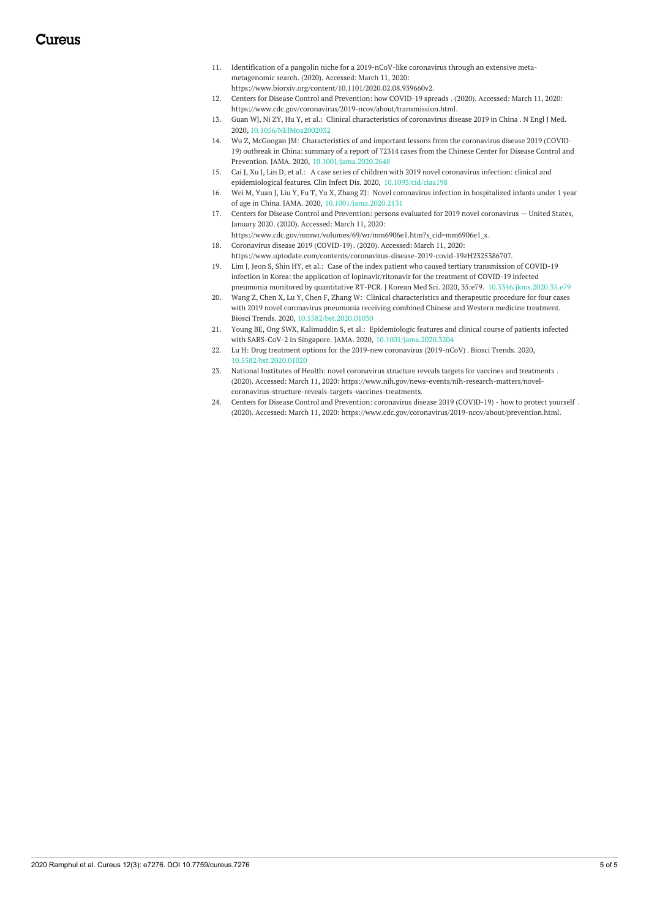11. Identification of a pangolin niche for a 2019-nCoV-like coronavirus through an extensive meta-metagenomic search. (2020). Accessed: March 11, 2020: https://www.biorxiv.org/content/10.1101/2020.02.08.939660v2.
12. Centers for Disease Control and Prevention: how COVID-19 spreads . (2020). Accessed: March 11, 2020: https://www.cdc.gov/coronavirus/2019-ncov/about/transmission.html.
13. Guan WJ, Ni ZY, Hu Y, et al.: Clinical characteristics of coronavirus disease 2019 in China . N Engl J Med. 2020, 10.1056/NEJMoa2002032
14. Wu Z, McGoogan JM: Characteristics of and important lessons from the coronavirus disease 2019 (COVID-19) outbreak in China: summary of a report of 72314 cases from the Chinese Center for Disease Control and Prevention. JAMA. 2020, 10.1001/jama.2020.2648
15. Cai J, Xu J, Lin D, et al.: A case series of children with 2019 novel coronavirus infection: clinical and epidemiological features. Clin Infect Dis. 2020, 10.1093/cid/ciaa198
16. Wei M, Yuan J, Liu Y, Fu T, Yu X, Zhang ZJ: Novel coronavirus infection in hospitalized infants under 1 year of age in China. JAMA. 2020, 10.1001/jama.2020.2131
17. Centers for Disease Control and Prevention: persons evaluated for 2019 novel coronavirus — United States, January 2020. (2020). Accessed: March 11, 2020: https://www.cdc.gov/mmwr/volumes/69/wr/mm6906e1.htm?s_cid=mm6906e1_x.
18. Coronavirus disease 2019 (COVID-19). (2020). Accessed: March 11, 2020: https://www.uptodate.com/contents/coronavirus-disease-2019-covid-19#H2325386707.
19. Lim J, Jeon S, Shin HY, et al.: Case of the index patient who caused tertiary transmission of COVID-19 infection in Korea: the application of lopinavir/ritonavir for the treatment of COVID-19 infected pneumonia monitored by quantitative RT-PCR. J Korean Med Sci. 2020, 35:e79. 10.3346/jkms.2020.35.e79
20. Wang Z, Chen X, Lu Y, Chen F, Zhang W: Clinical characteristics and therapeutic procedure for four cases with 2019 novel coronavirus pneumonia receiving combined Chinese and Western medicine treatment. Biosci Trends. 2020, 10.5582/bst.2020.01030
21. Young BE, Ong SWX, Kalimuddin S, et al.: Epidemiologic features and clinical course of patients infected with SARS-CoV-2 in Singapore. JAMA. 2020, 10.1001/jama.2020.3204
22. Lu H: Drug treatment options for the 2019-new coronavirus (2019-nCoV) . Biosci Trends. 2020, 10.5582/bst.2020.01020
23. National Institutes of Health: novel coronavirus structure reveals targets for vaccines and treatments . (2020). Accessed: March 11, 2020: https://www.nih.gov/news-events/nih-research-matters/novel-coronavirus-structure-reveals-targets-vaccines-treatments.
24. Centers for Disease Control and Prevention: coronavirus disease 2019 (COVID-19) - how to protect yourself . (2020). Accessed: March 11, 2020: https://www.cdc.gov/coronavirus/2019-ncov/about/prevention.html.